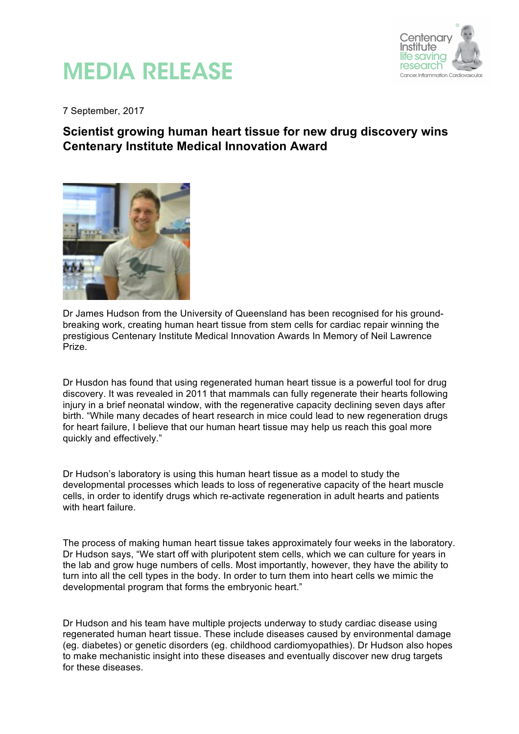# MEDIA RELEASE

7 September, 2017

## Scientist growing human heart tissue for new drug discovery wins Centenary Institute Medical Innovation Award

Dr James Hudson from the University of Queensland has been recognised for his ground-breaking work, creating human heart tissue from stem cells for cardiac repair winning the prestigious Centenary Institute Medical Innovation Awards In Memory of Neil Lawrence Prize.

Dr Husdon has found that using regenerated human heart tissue is a powerful tool for drug discovery. It was revealed in 2011 that mammals can fully regenerate their hearts following injury in a brief neonatal window, with the regenerative capacity declining seven days after birth. "While many decades of heart research in mice could lead to new regeneration drugs for heart failure, I believe that our human heart tissue may help us reach this goal more quickly and effectively."

Dr Hudson's laboratory is using this human heart tissue as a model to study the developmental processes which leads to loss of regenerative capacity of the heart muscle cells, in order to identify drugs which re-activate regeneration in adult hearts and patients with heart failure.

The process of making human heart tissue takes approximately four weeks in the laboratory. Dr Hudson says, "We start off with pluripotent stem cells, which we can culture for years in the lab and grow huge numbers of cells. Most importantly, however, they have the ability to turn into all the cell types in the body. In order to turn them into heart cells we mimic the developmental program that forms the embryonic heart."

Dr Hudson and his team have multiple projects underway to study cardiac disease using regenerated human heart tissue. These include diseases caused by environmental damage (eg. diabetes) or genetic disorders (eg. childhood cardiomyopathies). Dr Hudson also hopes to make mechanistic insight into these diseases and eventually discover new drug targets for these diseases.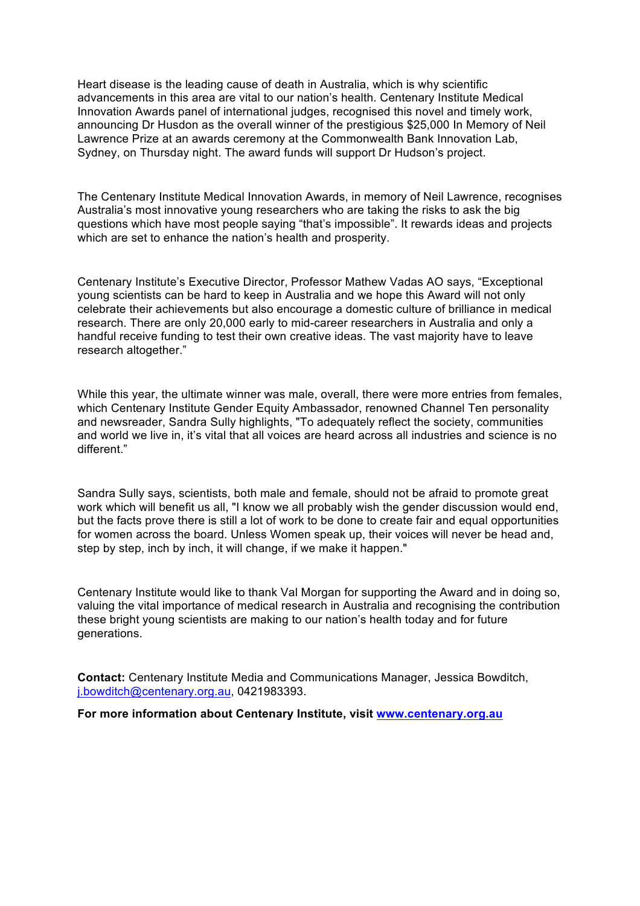Heart disease is the leading cause of death in Australia, which is why scientific advancements in this area are vital to our nation's health. Centenary Institute Medical Innovation Awards panel of international judges, recognised this novel and timely work, announcing Dr Husdon as the overall winner of the prestigious $25,000 In Memory of Neil Lawrence Prize at an awards ceremony at the Commonwealth Bank Innovation Lab, Sydney, on Thursday night. The award funds will support Dr Hudson's project.

The Centenary Institute Medical Innovation Awards, in memory of Neil Lawrence, recognises Australia's most innovative young researchers who are taking the risks to ask the big questions which have most people saying "that's impossible". It rewards ideas and projects which are set to enhance the nation's health and prosperity.

Centenary Institute's Executive Director, Professor Mathew Vadas AO says, "Exceptional young scientists can be hard to keep in Australia and we hope this Award will not only celebrate their achievements but also encourage a domestic culture of brilliance in medical research. There are only 20,000 early to mid-career researchers in Australia and only a handful receive funding to test their own creative ideas. The vast majority have to leave research altogether."

While this year, the ultimate winner was male, overall, there were more entries from females, which Centenary Institute Gender Equity Ambassador, renowned Channel Ten personality and newsreader, Sandra Sully highlights, "To adequately reflect the society, communities and world we live in, it's vital that all voices are heard across all industries and science is no different."

Sandra Sully says, scientists, both male and female, should not be afraid to promote great work which will benefit us all, "I know we all probably wish the gender discussion would end, but the facts prove there is still a lot of work to be done to create fair and equal opportunities for women across the board. Unless Women speak up, their voices will never be head and, step by step, inch by inch, it will change, if we make it happen."

Centenary Institute would like to thank Val Morgan for supporting the Award and in doing so, valuing the vital importance of medical research in Australia and recognising the contribution these bright young scientists are making to our nation's health today and for future generations.

**Contact:** Centenary Institute Media and Communications Manager, Jessica Bowditch, j.bowditch@centenary.org.au, 0421983393.

**For more information about Centenary Institute, visit www.centenary.org.au**